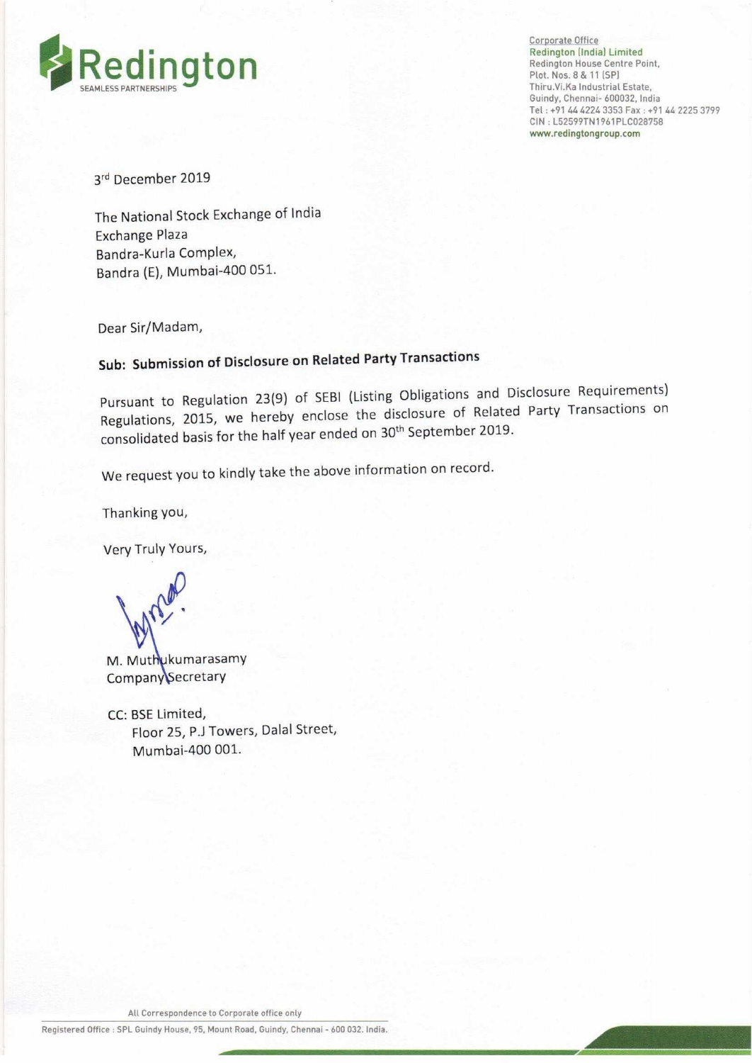Redington
SEAMLESS PARTNERSHIPS

Corporate Office
Redington (India) Limited
Redington House Centre Point,
Plot. Nos. 8 & 11 (SP)
Thiru.Vi.Ka Industrial Estate,
Guindy, Chennai- 600032, India
Tel : +91 44 4224 3353 Fax : +91 44 2225 3799
CIN : L52599TN1961PLC028758
www.redingtongroup.com

3rd December 2019

The National Stock Exchange of India
Exchange Plaza
Bandra-Kurla Complex,
Bandra (E), Mumbai-400 051.

Dear Sir/Madam,

**Sub: Submission of Disclosure on Related Party Transactions**

Pursuant to Regulation 23(9) of SEBI (Listing Obligations and Disclosure Requirements) Regulations, 2015, we hereby enclose the disclosure of Related Party Transactions on consolidated basis for the half year ended on 30th September 2019.

We request you to kindly take the above information on record.

Thanking you,

Very Truly Yours,

M. Muthukumarasamy
Company Secretary

CC: BSE Limited,
Floor 25, P.J Towers, Dalal Street,
Mumbai-400 001.

All Correspondence to Corporate office only

Registered Office : SPL Guindy House, 95, Mount Road, Guindy, Chennai - 600 032. India.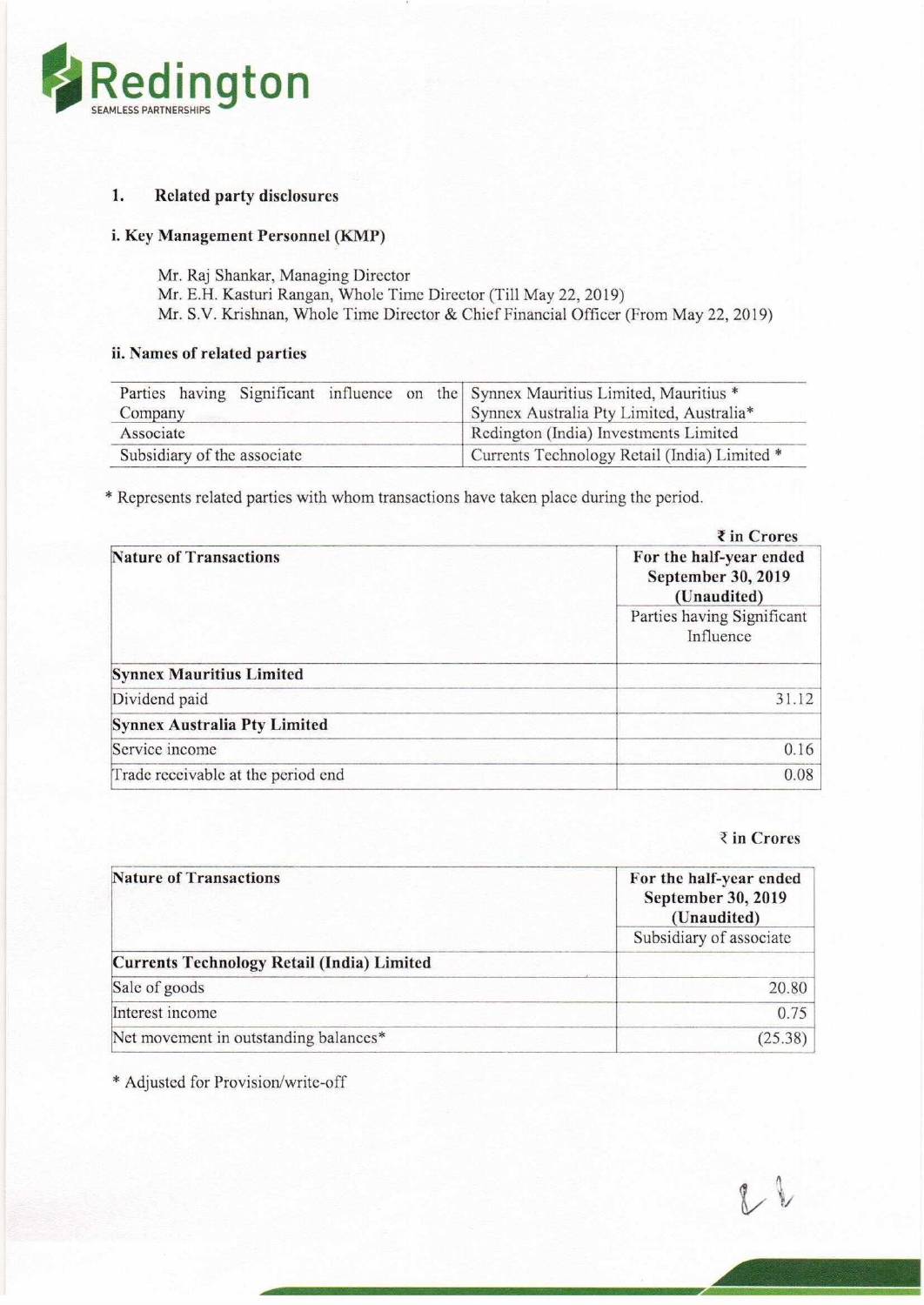## 1. Related party disclosures

### i. Key Management Personnel (KMP)

Mr. Raj Shankar, Managing Director
Mr. E.H. Kasturi Rangan, Whole Time Director (Till May 22, 2019)
Mr. S.V. Krishnan, Whole Time Director & Chief Financial Officer (From May 22, 2019)

### ii. Names of related parties

| | |
|---|---|
| Parties having Significant influence on the Company | Synnex Mauritius Limited, Mauritius *<br>Synnex Australia Pty Limited, Australia* |
| Associate | Redington (India) Investments Limited |
| Subsidiary of the associate | Currents Technology Retail (India) Limited * |

* Represents related parties with whom transactions have taken place during the period.

₹ in Crores

| Nature of Transactions | For the half-year ended September 30, 2019 (Unaudited) |
|---|---|
| | Parties having Significant Influence |
| **Synnex Mauritius Limited** | |
| Dividend paid | 31.12 |
| **Synnex Australia Pty Limited** | |
| Service income | 0.16 |
| Trade receivable at the period end | 0.08 |

₹ in Crores

| Nature of Transactions | For the half-year ended September 30, 2019 (Unaudited) |
|---|---|
| | Subsidiary of associate |
| **Currents Technology Retail (India) Limited** | |
| Sale of goods | 20.80 |
| Interest income | 0.75 |
| Net movement in outstanding balances* | (25.38) |

* Adjusted for Provision/write-off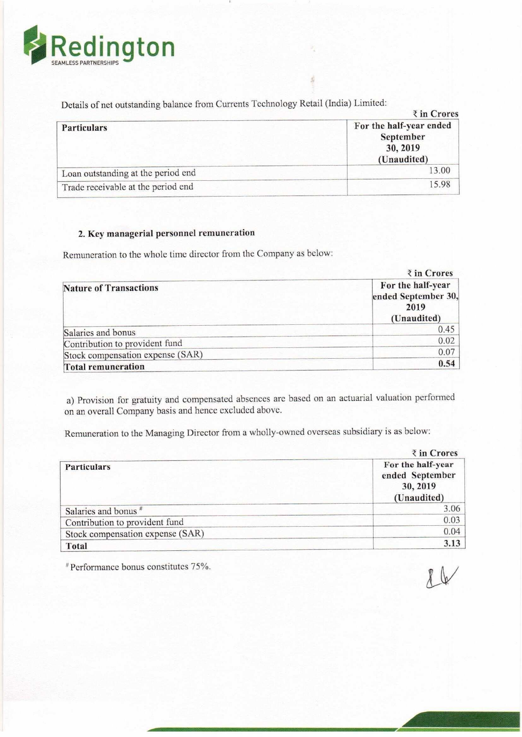Details of net outstanding balance from Currents Technology Retail (India) Limited:

₹ in Crores

| Particulars | For the half-year ended September 30, 2019 (Unaudited) |
| --- | --- |
| Loan outstanding at the period end | 13.00 |
| Trade receivable at the period end | 15.98 |

**2. Key managerial personnel remuneration**

Remuneration to the whole time director from the Company as below:

₹ in Crores

| Nature of Transactions | For the half-year ended September 30, 2019 (Unaudited) |
| --- | --- |
| Salaries and bonus | 0.45 |
| Contribution to provident fund | 0.02 |
| Stock compensation expense (SAR) | 0.07 |
| **Total remuneration** | **0.54** |

a) Provision for gratuity and compensated absences are based on an actuarial valuation performed on an overall Company basis and hence excluded above.

Remuneration to the Managing Director from a wholly-owned overseas subsidiary is as below:

₹ in Crores

| Particulars | For the half-year ended September 30, 2019 (Unaudited) |
| --- | --- |
| Salaries and bonus # | 3.06 |
| Contribution to provident fund | 0.03 |
| Stock compensation expense (SAR) | 0.04 |
| **Total** | **3.13** |

# Performance bonus constitutes 75%.